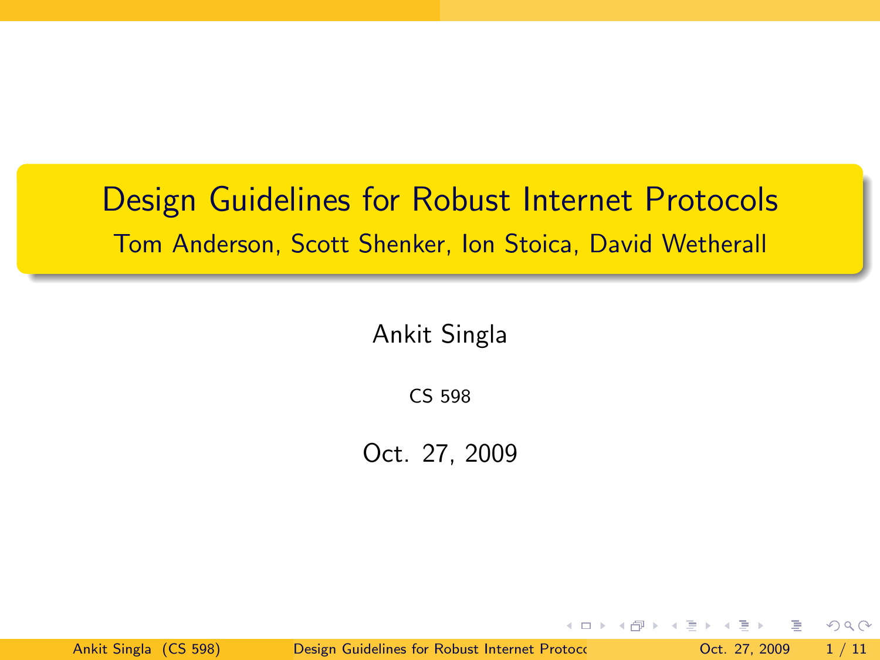# Design Guidelines for Robust Internet Protocols

Tom Anderson, Scott Shenker, Ion Stoica, David Wetherall

Ankit Singla

CS 598

Oct. 27, 2009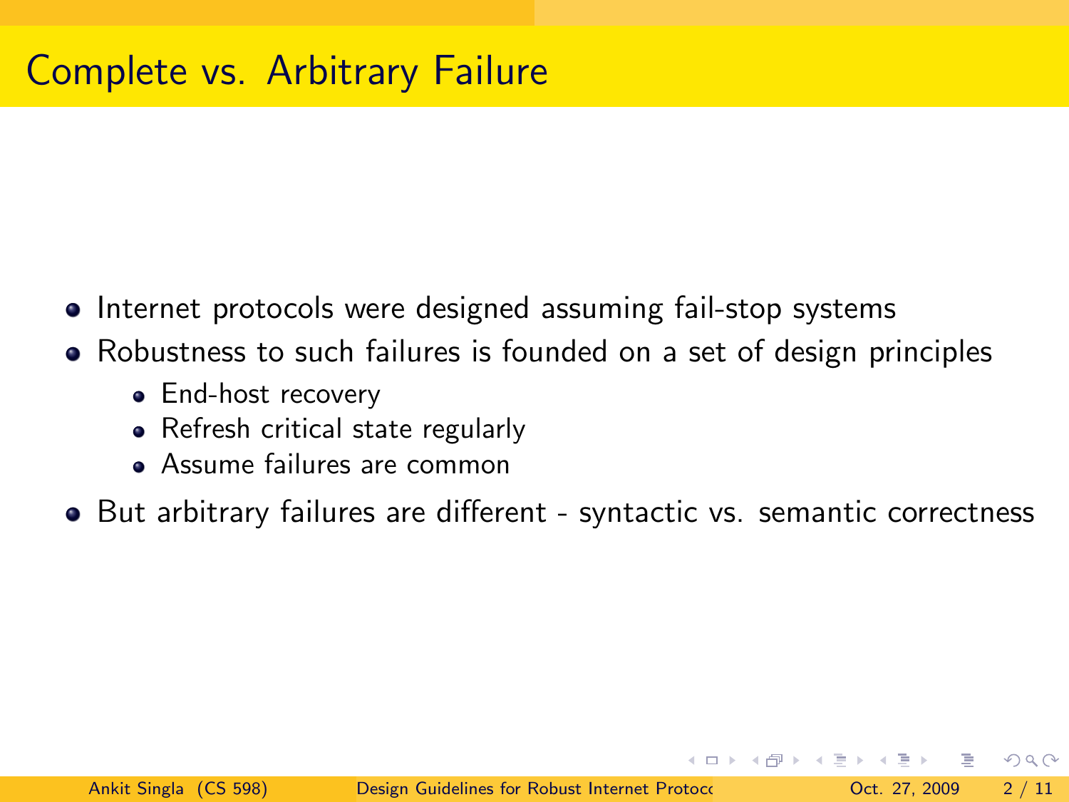# Complete vs. Arbitrary Failure

- Internet protocols were designed assuming fail-stop systems
- Robustness to such failures is founded on a set of design principles
  - End-host recovery
  - Refresh critical state regularly
  - Assume failures are common
- But arbitrary failures are different - syntactic vs. semantic correctness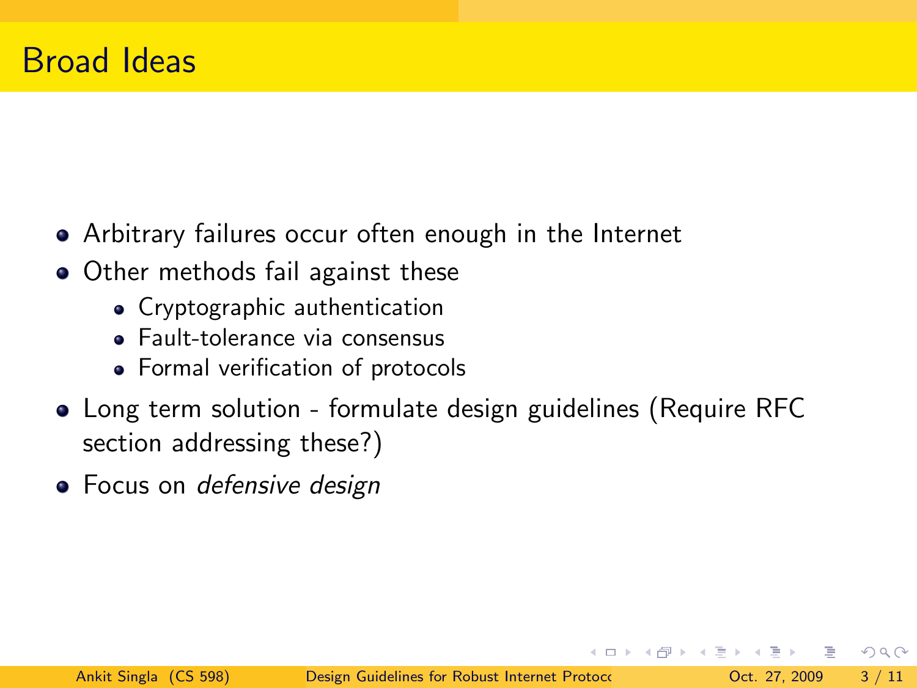# Broad Ideas

- Arbitrary failures occur often enough in the Internet
- Other methods fail against these
  - Cryptographic authentication
  - Fault-tolerance via consensus
  - Formal verification of protocols
- Long term solution - formulate design guidelines (Require RFC section addressing these?)
- Focus on *defensive design*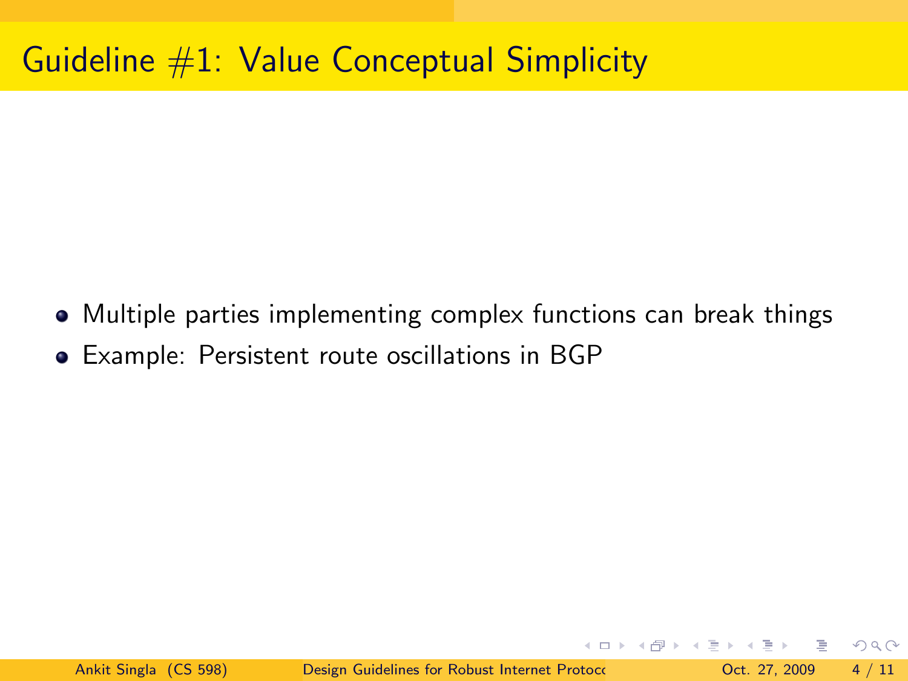# Guideline #1: Value Conceptual Simplicity

- Multiple parties implementing complex functions can break things
- Example: Persistent route oscillations in BGP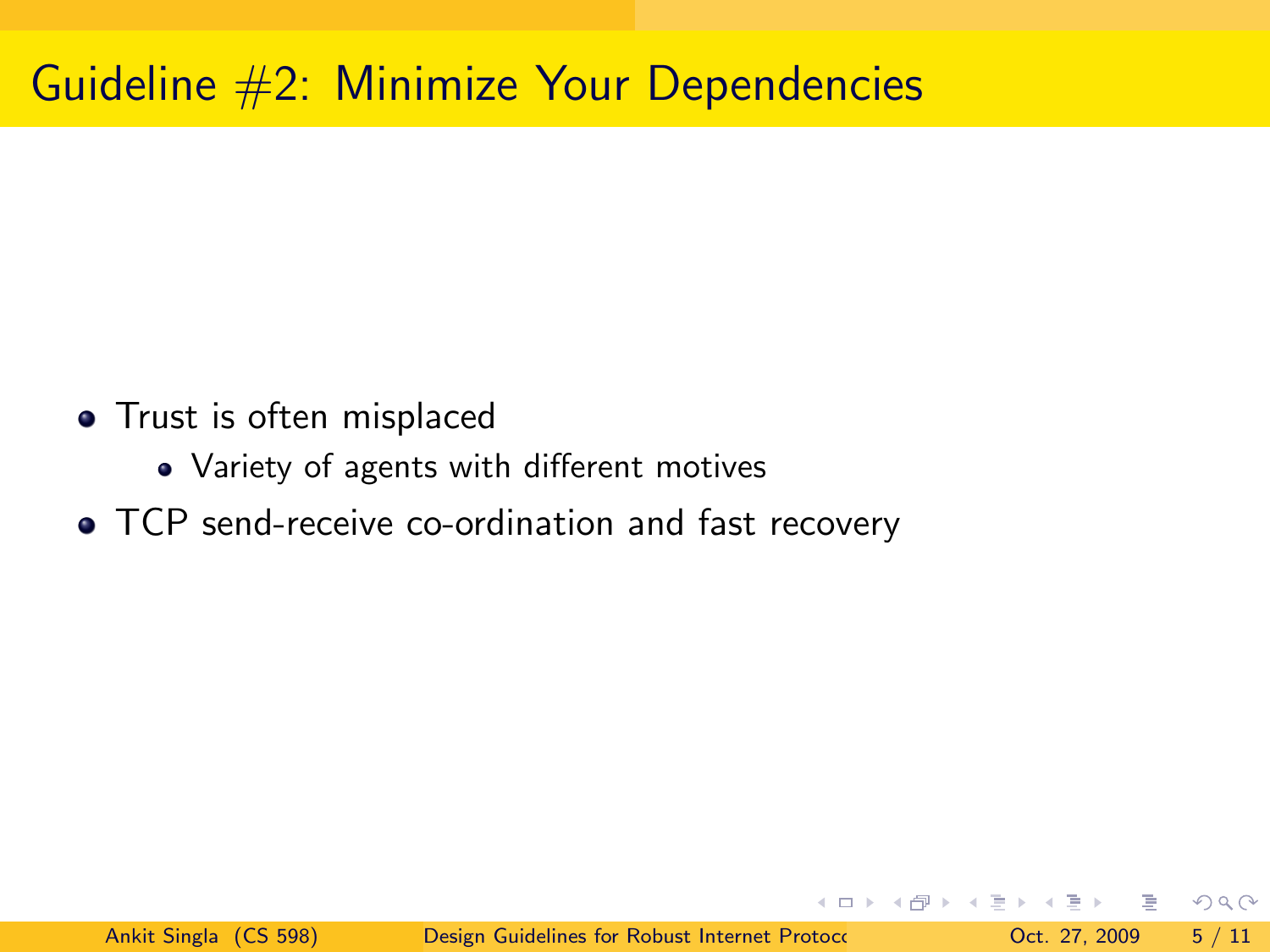# Guideline #2: Minimize Your Dependencies

- Trust is often misplaced
  - Variety of agents with different motives
- TCP send-receive co-ordination and fast recovery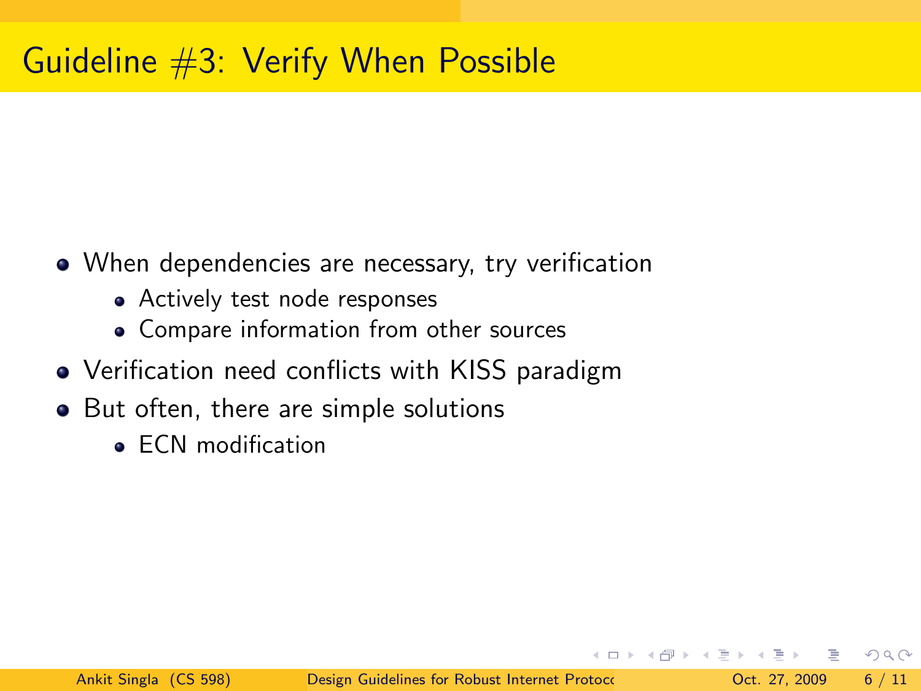# Guideline #3: Verify When Possible

- When dependencies are necessary, try verification
  - Actively test node responses
  - Compare information from other sources
- Verification need conflicts with KISS paradigm
- But often, there are simple solutions
  - ECN modification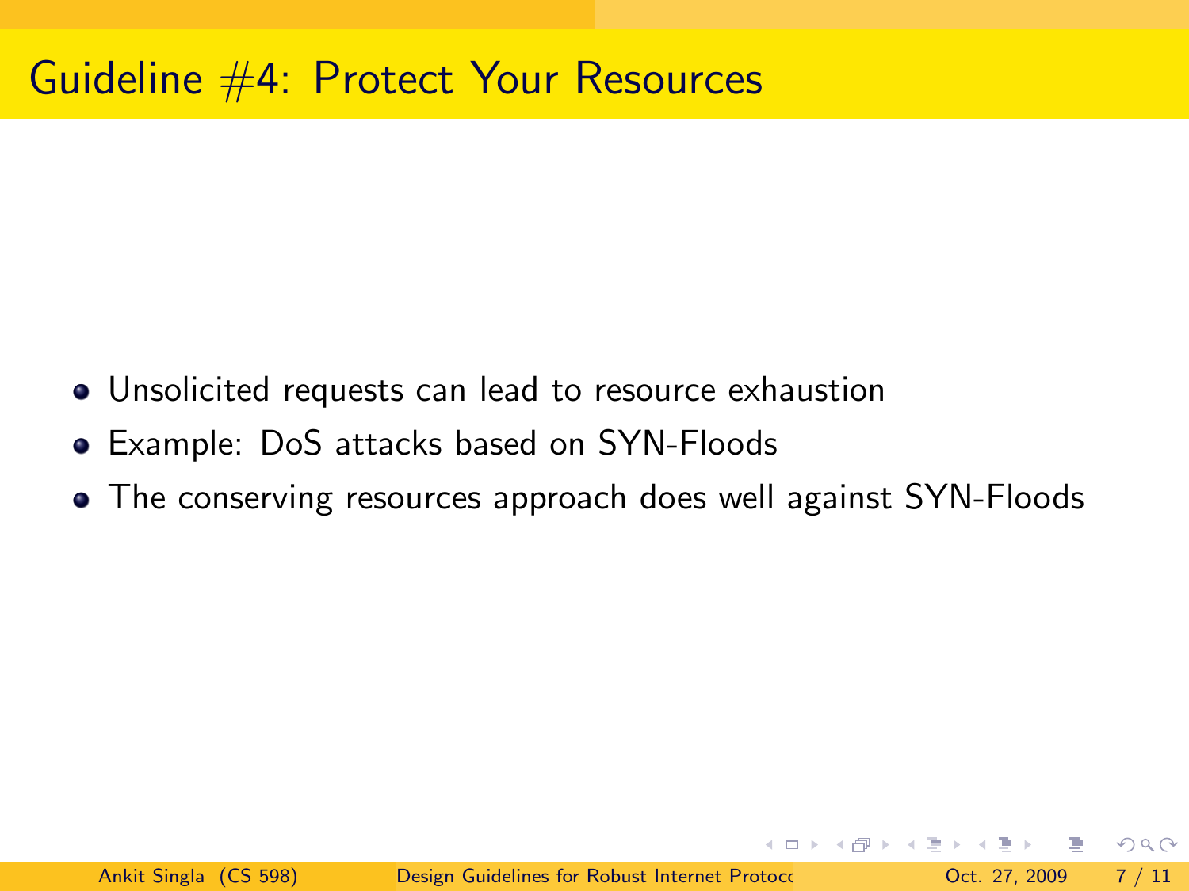# Guideline #4: Protect Your Resources

- Unsolicited requests can lead to resource exhaustion
- Example: DoS attacks based on SYN-Floods
- The conserving resources approach does well against SYN-Floods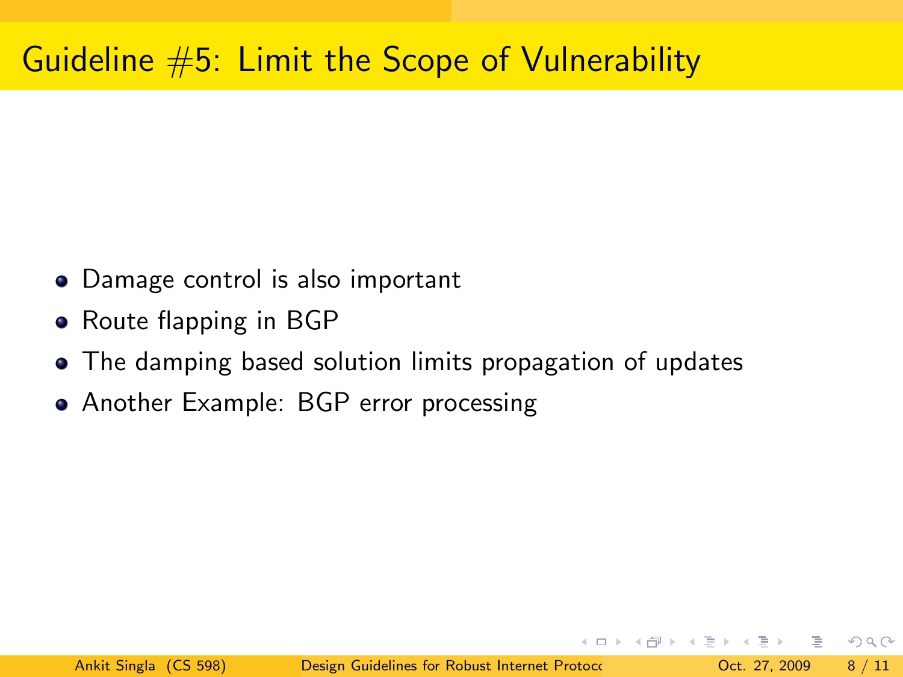# Guideline #5: Limit the Scope of Vulnerability

- Damage control is also important
- Route flapping in BGP
- The damping based solution limits propagation of updates
- Another Example: BGP error processing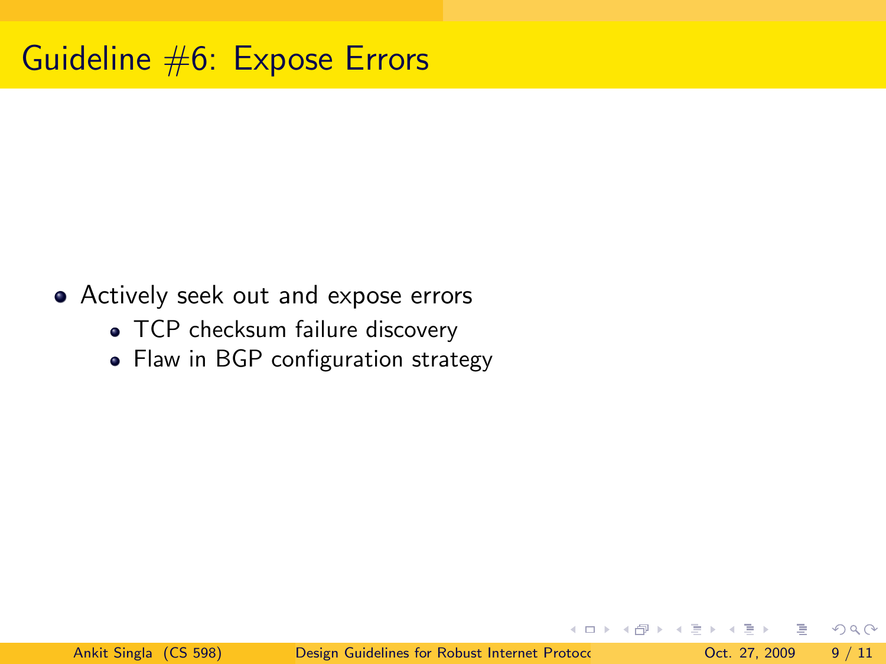# Guideline #6: Expose Errors

- Actively seek out and expose errors
  - TCP checksum failure discovery
  - Flaw in BGP configuration strategy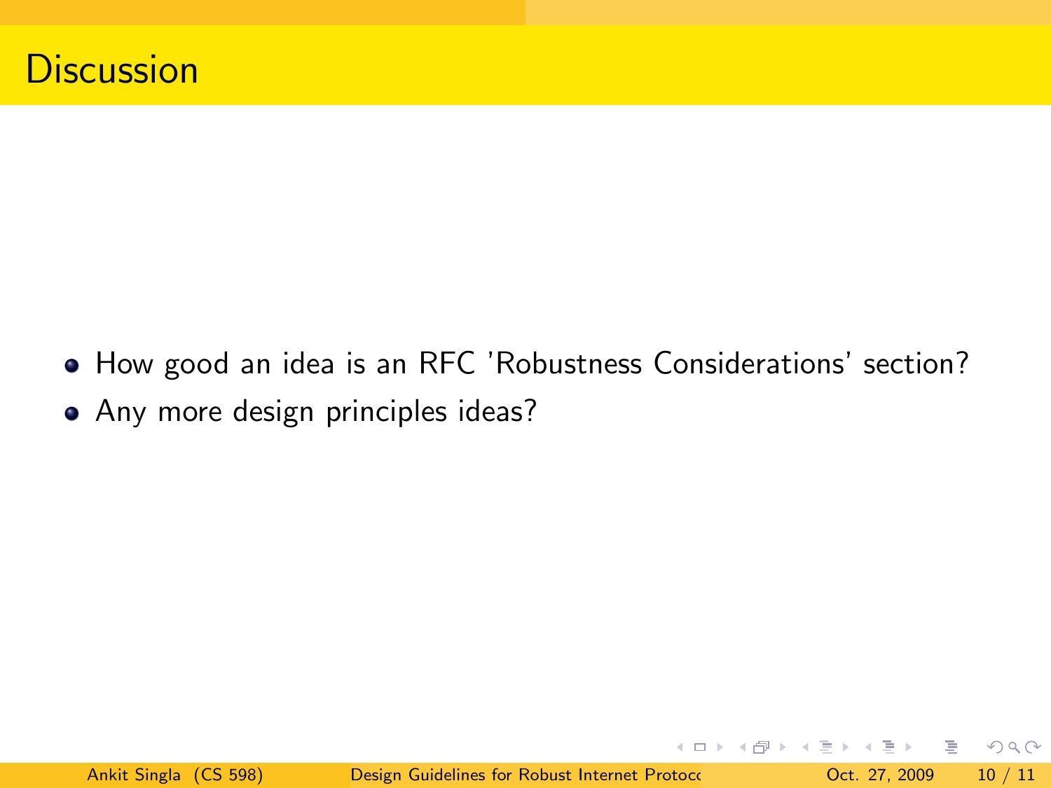# Discussion

- How good an idea is an RFC 'Robustness Considerations' section?
- Any more design principles ideas?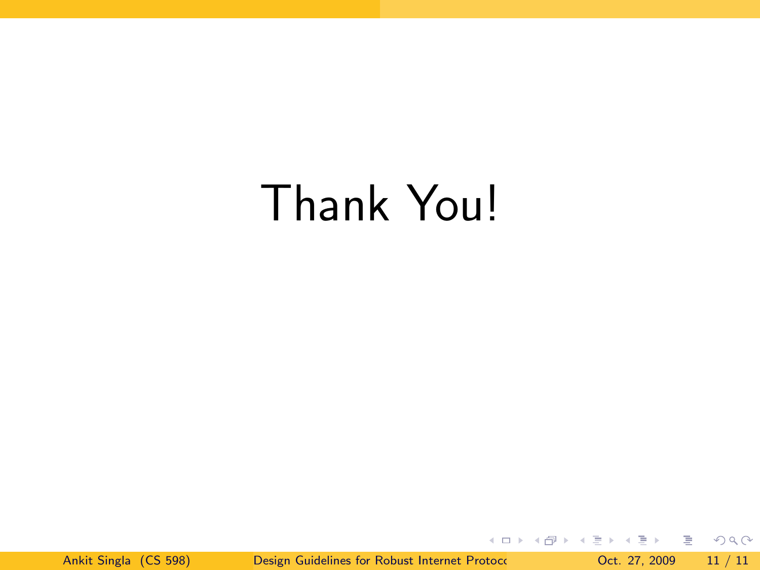# Thank You!